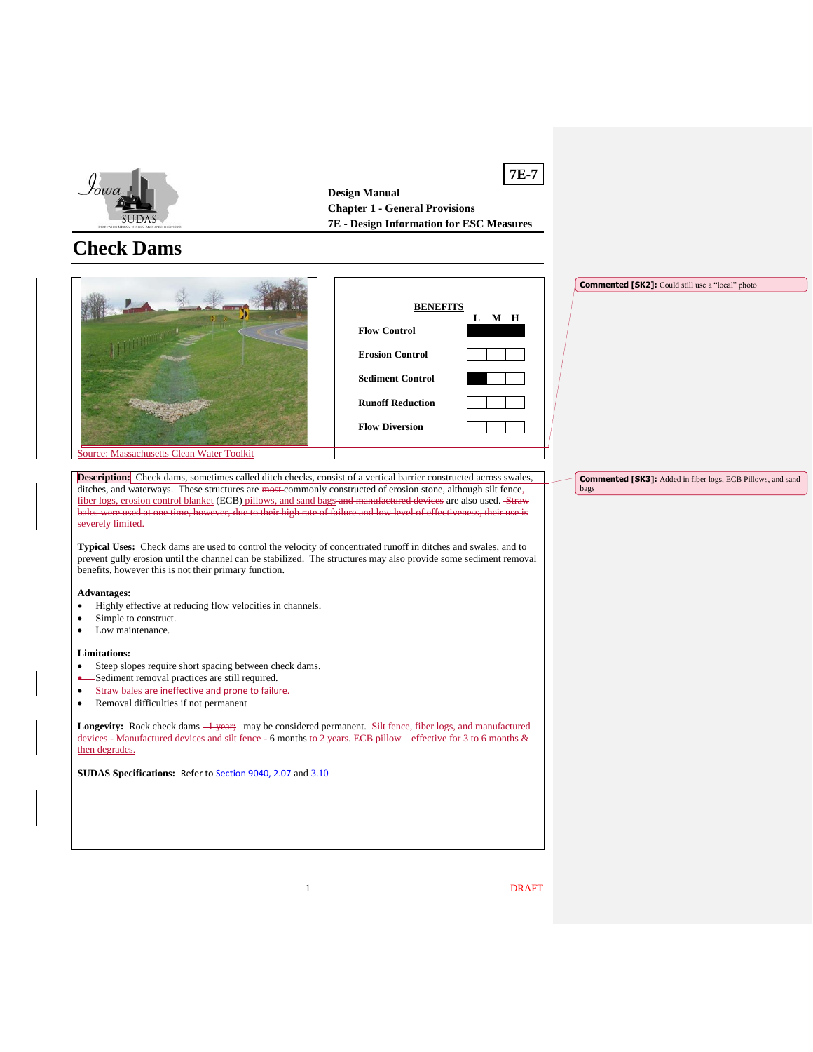**7E-7**

**Design Manual**
**Chapter 1 - General Provisions**
**7E - Design Information for ESC Measures**

# Check Dams

Source: Massachusetts Clean Water Toolkit

| BENEFITS | L | M | H |
|---|---|---|---|
| **Flow Control** | ■ | ■ | ■ |
| **Erosion Control** | | | |
| **Sediment Control** | ■ | | |
| **Runoff Reduction** | | | |
| **Flow Diversion** | | | |

**Description:** Check dams, sometimes called ditch checks, consist of a vertical barrier constructed across swales, ditches, and waterways. These structures are ~~most~~ commonly constructed of erosion stone, although silt fence, fiber logs, erosion control blanket (ECB) pillows, and sand bags ~~and manufactured devices~~ are also used. ~~Straw bales were used at one time, however, due to their high rate of failure and low level of effectiveness, their use is severely limited.~~

**Typical Uses:** Check dams are used to control the velocity of concentrated runoff in ditches and swales, and to prevent gully erosion until the channel can be stabilized. The structures may also provide some sediment removal benefits, however this is not their primary function.

**Advantages:**

- Highly effective at reducing flow velocities in channels.
- Simple to construct.
- Low maintenance.

**Limitations:**

- Steep slopes require short spacing between check dams.
- Sediment removal practices are still required.
- ~~Straw bales are ineffective and prone to failure.~~
- Removal difficulties if not permanent

**Longevity:** Rock check dams ~~- 1 year;~~ may be considered permanent. Silt fence, fiber logs, and manufactured devices - ~~Manufactured devices and silt fence -~~ 6 months to 2 years. ECB pillow – effective for 3 to 6 months & then degrades.

**SUDAS Specifications:** Refer to Section 9040, 2.07 and 3.10

**Commented [SK2]:** Could still use a "local" photo

**Commented [SK3]:** Added in fiber logs, ECB Pillows, and sand bags

DRAFT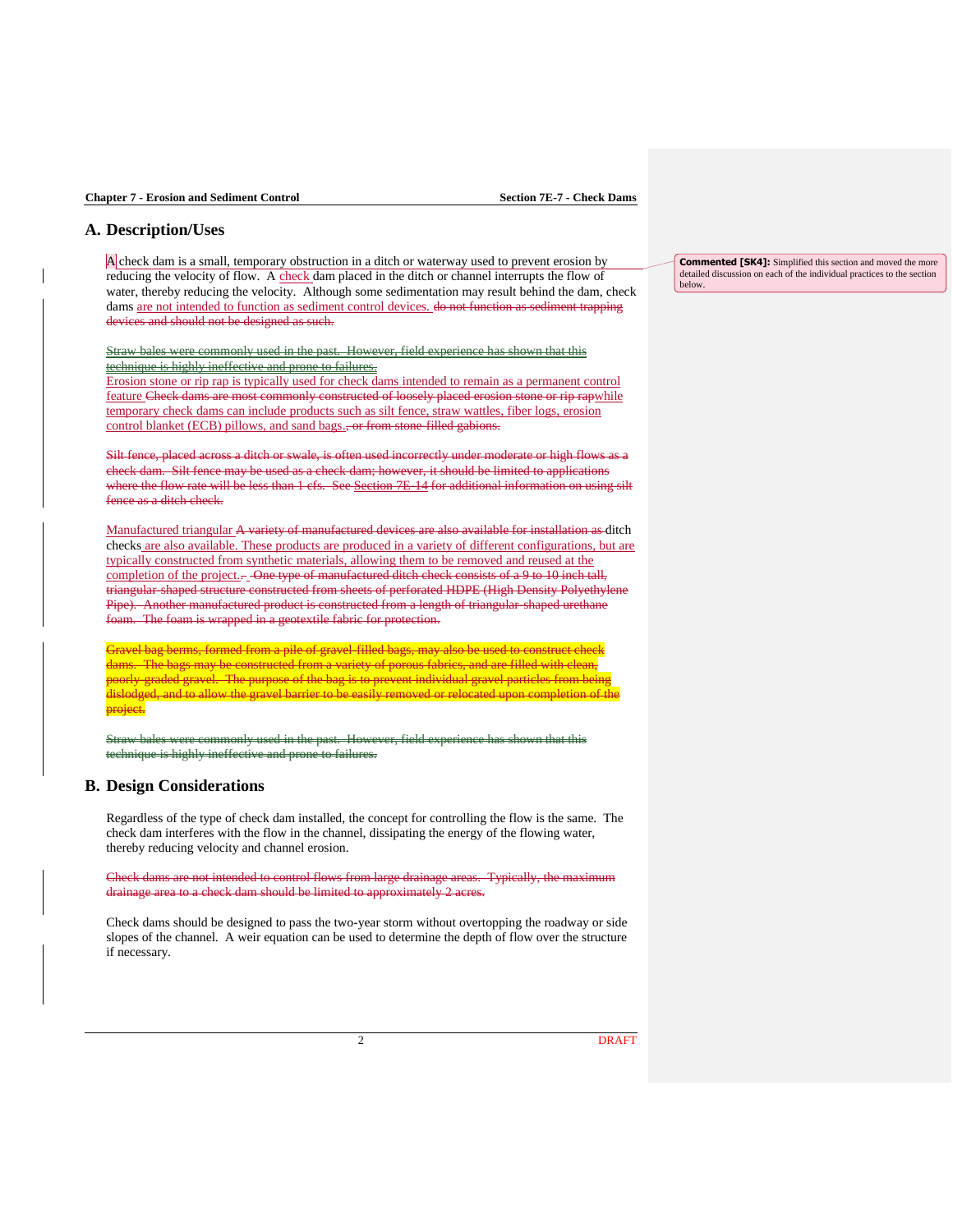## A. Description/Uses

A check dam is a small, temporary obstruction in a ditch or waterway used to prevent erosion by reducing the velocity of flow. A check dam placed in the ditch or channel interrupts the flow of water, thereby reducing the velocity. Although some sedimentation may result behind the dam, check dams are not intended to function as sediment control devices. ~~do not function as sediment trapping devices and should not be designed as such.~~

> **Commented [SK4]:** Simplified this section and moved the more detailed discussion on each of the individual practices to the section below.

~~Straw bales were commonly used in the past. However, field experience has shown that this technique is highly ineffective and prone to failures.~~

Erosion stone or rip rap is typically used for check dams intended to remain as a permanent control feature ~~Check dams are most commonly constructed of loosely placed erosion stone or rip rap~~while temporary check dams can include products such as silt fence, straw wattles, fiber logs, erosion control blanket (ECB) pillows, and sand bags.~~, or from stone-filled gabions.~~

~~Silt fence, placed across a ditch or swale, is often used incorrectly under moderate or high flows as a check dam. Silt fence may be used as a check dam; however, it should be limited to applications where the flow rate will be less than 1 cfs. See Section 7E-14 for additional information on using silt fence as a ditch check.~~

Manufactured triangular ~~A variety of manufactured devices are also available for installation as~~ ditch checks are also available. These products are produced in a variety of different configurations, but are typically constructed from synthetic materials, allowing them to be removed and reused at the completion of the project.~~. One type of manufactured ditch check consists of a 9 to 10 inch tall, triangular-shaped structure constructed from sheets of perforated HDPE (High Density Polyethylene Pipe). Another manufactured product is constructed from a length of triangular-shaped urethane foam. The foam is wrapped in a geotextile fabric for protection.~~

~~Gravel bag berms, formed from a pile of gravel-filled bags, may also be used to construct check dams. The bags may be constructed from a variety of porous fabrics, and are filled with clean, poorly-graded gravel. The purpose of the bag is to prevent individual gravel particles from being dislodged, and to allow the gravel barrier to be easily removed or relocated upon completion of the project.~~

~~Straw bales were commonly used in the past. However, field experience has shown that this technique is highly ineffective and prone to failures.~~

## B. Design Considerations

Regardless of the type of check dam installed, the concept for controlling the flow is the same. The check dam interferes with the flow in the channel, dissipating the energy of the flowing water, thereby reducing velocity and channel erosion.

~~Check dams are not intended to control flows from large drainage areas. Typically, the maximum drainage area to a check dam should be limited to approximately 2 acres.~~

Check dams should be designed to pass the two-year storm without overtopping the roadway or side slopes of the channel. A weir equation can be used to determine the depth of flow over the structure if necessary.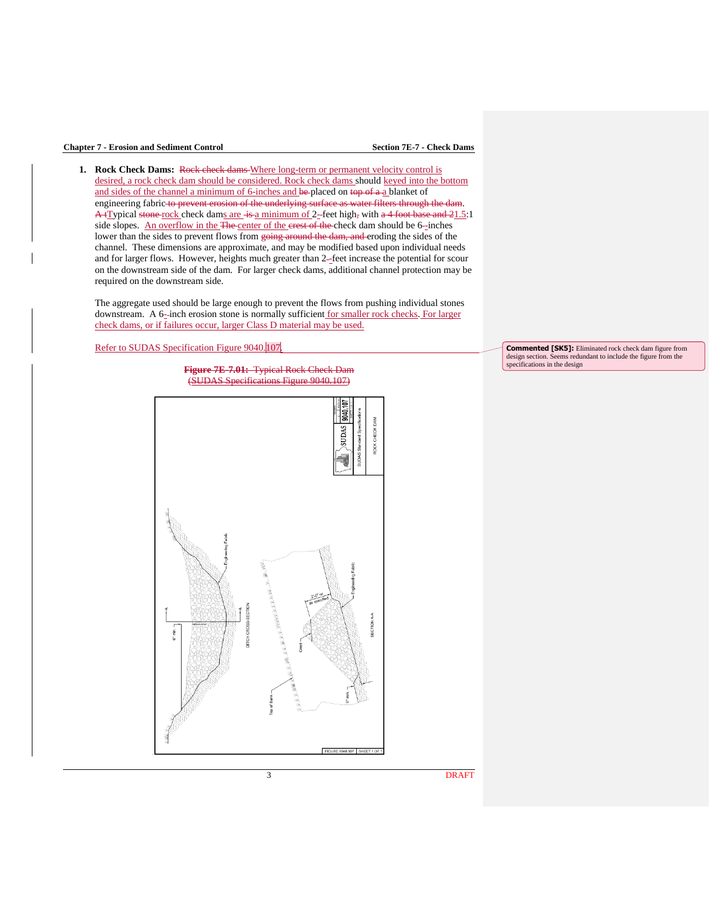1. **Rock Check Dams:** ~~Rock check dams~~ Where long-term or permanent velocity control is desired, a rock check dam should be considered. Rock check dams should keyed into the bottom and sides of the channel a minimum of 6-inches and ~~be~~ placed on ~~top of a~~ a blanket of engineering fabric ~~to prevent erosion of the underlying surface as water filters through the dam~~. ~~A t~~Typical ~~stone~~ rock check dams are ~~is~~ a minimum of 2-feet high, with ~~a 4 foot base and 2~~1.5:1 side slopes. An overflow in the ~~The~~ center of the ~~crest of the~~ check dam should be 6-inches lower than the sides to prevent flows from ~~going around the dam, and~~ eroding the sides of the channel. These dimensions are approximate, and may be modified based upon individual needs and for larger flows. However, heights much greater than 2-feet increase the potential for scour on the downstream side of the dam. For larger check dams, additional channel protection may be required on the downstream side.

   The aggregate used should be large enough to prevent the flows from pushing individual stones downstream. A 6-inch erosion stone is normally sufficient for smaller rock checks. For larger check dams, or if failures occur, larger Class D material may be used.

   Refer to SUDAS Specification Figure 9040.107.

> **Commented [SK5]:** Eliminated rock check dam figure from design section. Seems redundant to include the figure from the specifications in the design

~~**Figure 7E-7.01:** Typical Rock Check Dam~~
~~(SUDAS Specifications Figure 9040.107)~~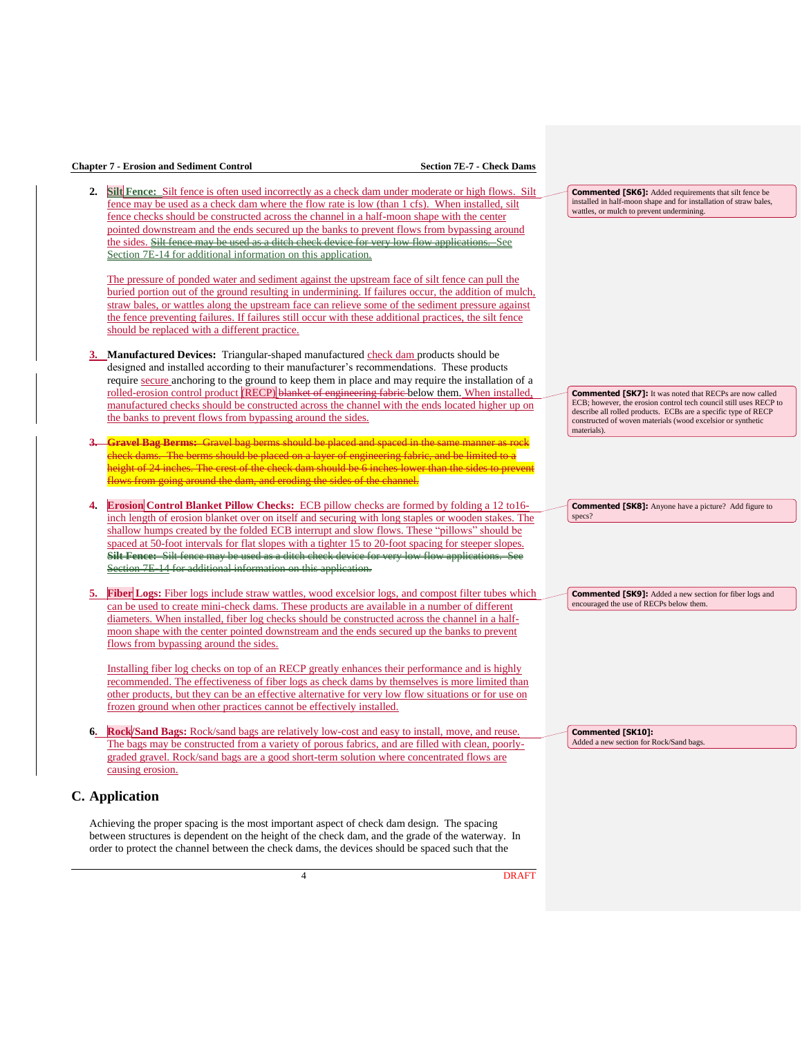2. **Silt Fence:** Silt fence is often used incorrectly as a check dam under moderate or high flows. Silt fence may be used as a check dam where the flow rate is low (than 1 cfs). When installed, silt fence checks should be constructed across the channel in a half-moon shape with the center pointed downstream and the ends secured up the banks to prevent flows from bypassing around the sides. ~~Silt fence may be used as a ditch check device for very low flow applications.~~ See Section 7E-14 for additional information on this application.

   The pressure of ponded water and sediment against the upstream face of silt fence can pull the buried portion out of the ground resulting in undermining. If failures occur, the addition of mulch, straw bales, or wattles along the upstream face can relieve some of the sediment pressure against the fence preventing failures. If failures still occur with these additional practices, the silt fence should be replaced with a different practice.

3. **Manufactured Devices:** Triangular-shaped manufactured check dam products should be designed and installed according to their manufacturer's recommendations. These products require secure anchoring to the ground to keep them in place and may require the installation of a rolled-erosion control product (RECP) ~~blanket of engineering fabric~~ below them. When installed, manufactured checks should be constructed across the channel with the ends located higher up on the banks to prevent flows from bypassing around the sides.

3. ~~**Gravel Bag Berms:** Gravel bag berms should be placed and spaced in the same manner as rock check dams. The berms should be placed on a layer of engineering fabric, and be limited to a height of 24 inches. The crest of the check dam should be 6 inches lower than the sides to prevent flows from going around the dam, and eroding the sides of the channel.~~

4. **Erosion Control Blanket Pillow Checks:** ECB pillow checks are formed by folding a 12 to16-inch length of erosion blanket over on itself and securing with long staples or wooden stakes. The shallow humps created by the folded ECB interrupt and slow flows. These "pillows" should be spaced at 50-foot intervals for flat slopes with a tighter 15 to 20-foot spacing for steeper slopes. ~~**Silt Fence:** Silt fence may be used as a ditch check device for very low flow applications. See Section 7E-14 for additional information on this application.~~

5. **Fiber Logs:** Fiber logs include straw wattles, wood excelsior logs, and compost filter tubes which can be used to create mini-check dams. These products are available in a number of different diameters. When installed, fiber log checks should be constructed across the channel in a half-moon shape with the center pointed downstream and the ends secured up the banks to prevent flows from bypassing around the sides.

   Installing fiber log checks on top of an RECP greatly enhances their performance and is highly recommended. The effectiveness of fiber logs as check dams by themselves is more limited than other products, but they can be an effective alternative for very low flow situations or for use on frozen ground when other practices cannot be effectively installed.

6. **Rock/Sand Bags:** Rock/sand bags are relatively low-cost and easy to install, move, and reuse. The bags may be constructed from a variety of porous fabrics, and are filled with clean, poorly-graded gravel. Rock/sand bags are a good short-term solution where concentrated flows are causing erosion.

> **Commented [SK6]:** Added requirements that silt fence be installed in half-moon shape and for installation of straw bales, wattles, or mulch to prevent undermining.

> **Commented [SK7]:** It was noted that RECPs are now called ECB; however, the erosion control tech council still uses RECP to describe all rolled products. ECBs are a specific type of RECP constructed of woven materials (wood excelsior or synthetic materials).

> **Commented [SK8]:** Anyone have a picture? Add figure to specs?

> **Commented [SK9]:** Added a new section for fiber logs and encouraged the use of RECPs below them.

> **Commented [SK10]:** Added a new section for Rock/Sand bags.

## C. Application

Achieving the proper spacing is the most important aspect of check dam design. The spacing between structures is dependent on the height of the check dam, and the grade of the waterway. In order to protect the channel between the check dams, the devices should be spaced such that the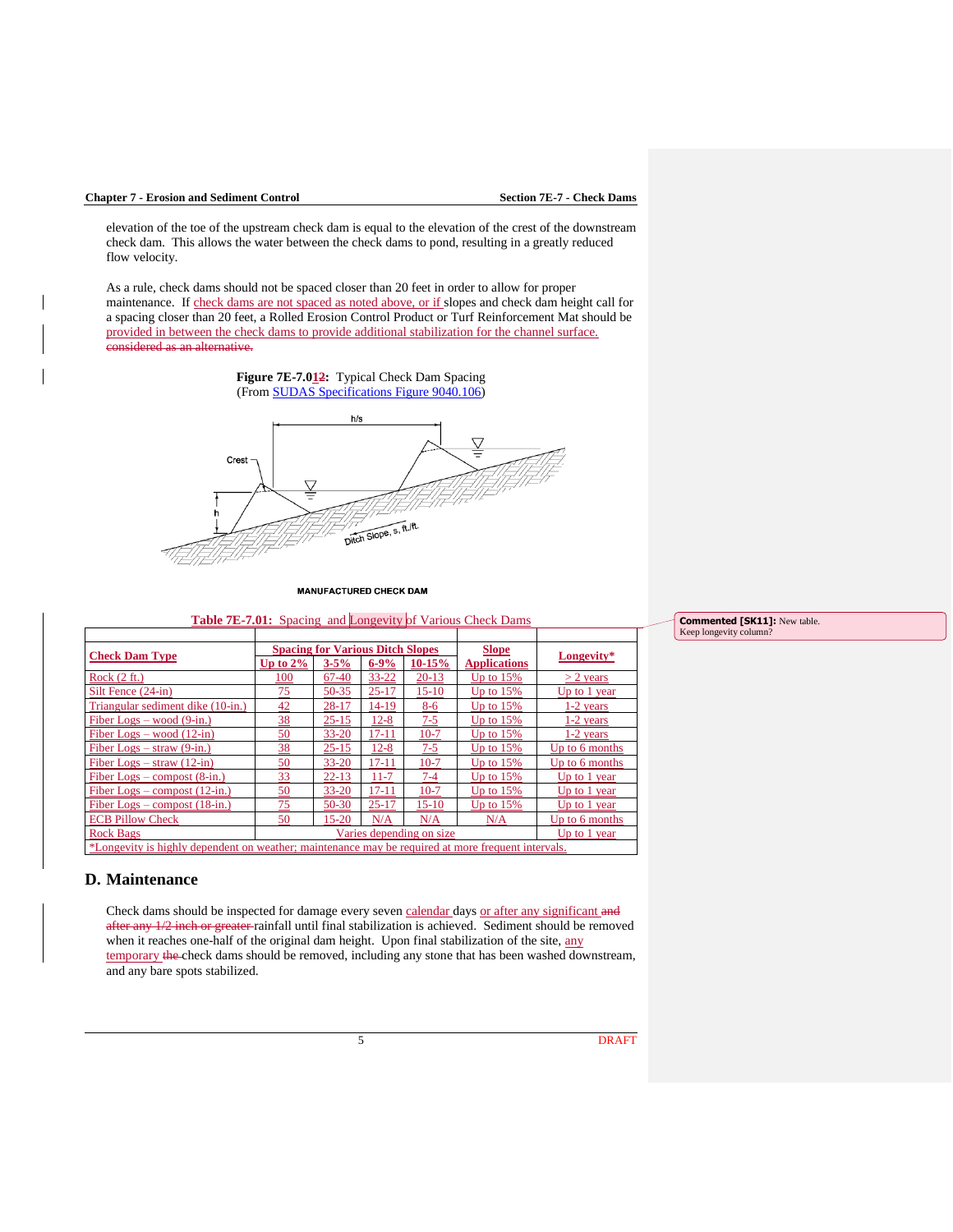elevation of the toe of the upstream check dam is equal to the elevation of the crest of the downstream check dam. This allows the water between the check dams to pond, resulting in a greatly reduced flow velocity.

As a rule, check dams should not be spaced closer than 20 feet in order to allow for proper maintenance. If check dams are not spaced as noted above, or if slopes and check dam height call for a spacing closer than 20 feet, a Rolled Erosion Control Product or Turf Reinforcement Mat should be provided in between the check dams to provide additional stabilization for the channel surface. ~~considered as an alternative.~~

**Figure 7E-7.01~~2~~:** Typical Check Dam Spacing
(From SUDAS Specifications Figure 9040.106)

**Table 7E-7.01:** Spacing and Longevity of Various Check Dams

| Check Dam Type | Spacing for Various Ditch Slopes | | | | Slope Applications | Longevity* |
|---|---|---|---|---|---|---|
| | Up to 2% | 3-5% | 6-9% | 10-15% | | |
| Rock (2 ft.) | 100 | 67-40 | 33-22 | 20-13 | Up to 15% | > 2 years |
| Silt Fence (24-in) | 75 | 50-35 | 25-17 | 15-10 | Up to 15% | Up to 1 year |
| Triangular sediment dike (10-in.) | 42 | 28-17 | 14-19 | 8-6 | Up to 15% | 1-2 years |
| Fiber Logs – wood (9-in.) | 38 | 25-15 | 12-8 | 7-5 | Up to 15% | 1-2 years |
| Fiber Logs – wood (12-in) | 50 | 33-20 | 17-11 | 10-7 | Up to 15% | 1-2 years |
| Fiber Logs – straw (9-in.) | 38 | 25-15 | 12-8 | 7-5 | Up to 15% | Up to 6 months |
| Fiber Logs – straw (12-in) | 50 | 33-20 | 17-11 | 10-7 | Up to 15% | Up to 6 months |
| Fiber Logs – compost (8-in.) | 33 | 22-13 | 11-7 | 7-4 | Up to 15% | Up to 1 year |
| Fiber Logs – compost (12-in.) | 50 | 33-20 | 17-11 | 10-7 | Up to 15% | Up to 1 year |
| Fiber Logs – compost (18-in.) | 75 | 50-30 | 25-17 | 15-10 | Up to 15% | Up to 1 year |
| ECB Pillow Check | 50 | 15-20 | N/A | N/A | N/A | Up to 6 months |
| Rock Bags | Varies depending on size | | | | | Up to 1 year |

*Longevity is highly dependent on weather; maintenance may be required at more frequent intervals.

## D. Maintenance

Check dams should be inspected for damage every seven calendar days or after any significant ~~and after any 1/2 inch or greater~~ rainfall until final stabilization is achieved. Sediment should be removed when it reaches one-half of the original dam height. Upon final stabilization of the site, any temporary ~~the~~ check dams should be removed, including any stone that has been washed downstream, and any bare spots stabilized.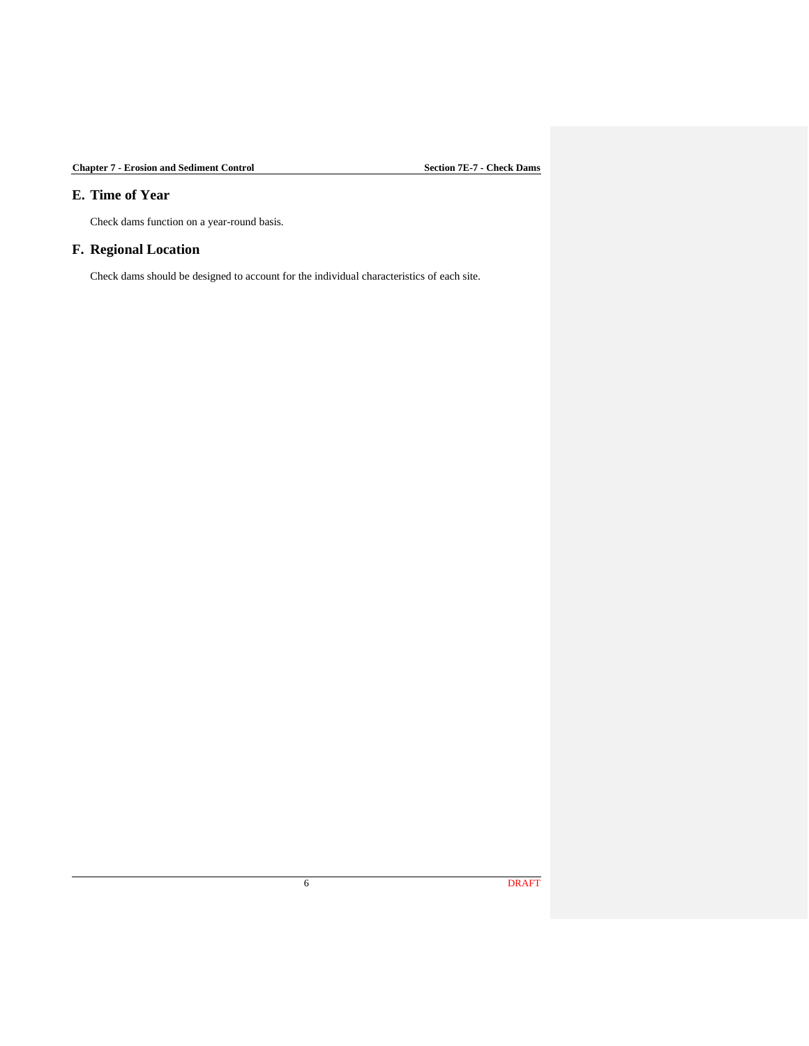## E. Time of Year

Check dams function on a year-round basis.

## F. Regional Location

Check dams should be designed to account for the individual characteristics of each site.